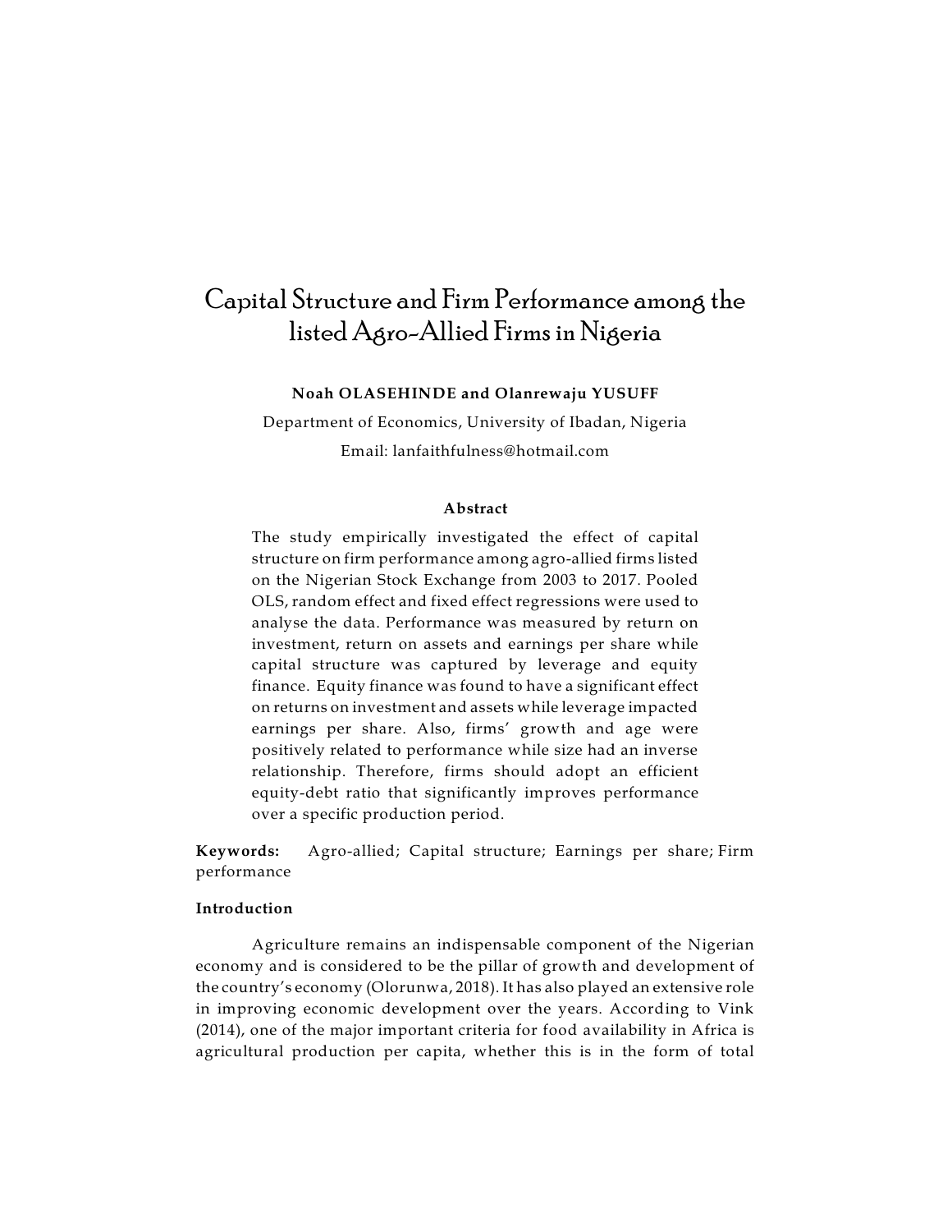# Capital Structure and Firm Performance among the listed Agro-Allied Firms in Nigeria

**Noah OLASEHINDE and Olanrewaju YUSUFF**

Department of Economics, University of Ibadan, Nigeria

Email: lanfaithfulness@hotmail.com

**Abstract**

The study empirically investigated the effect of capital structure on firm performance among agro-allied firms listed on the Nigerian Stock Exchange from 2003 to 2017. Pooled OLS, random effect and fixed effect regressions were used to analyse the data. Performance was measured by return on investment, return on assets and earnings per share while capital structure was captured by leverage and equity finance. Equity finance was found to have a significant effect on returns on investment and assets while leverage impacted earnings per share. Also, firms' growth and age were positively related to performance while size had an inverse relationship. Therefore, firms should adopt an efficient equity-debt ratio that significantly improves performance over a specific production period.

**Keywords:** Agro-allied; Capital structure; Earnings per share; Firm performance

**Introduction**

Agriculture remains an indispensable component of the Nigerian economy and is considered to be the pillar of growth and development of the country's economy (Olorunwa, 2018). It has also played an extensive role in improving economic development over the years. According to Vink (2014), one of the major important criteria for food availability in Africa is agricultural production per capita, whether this is in the form of total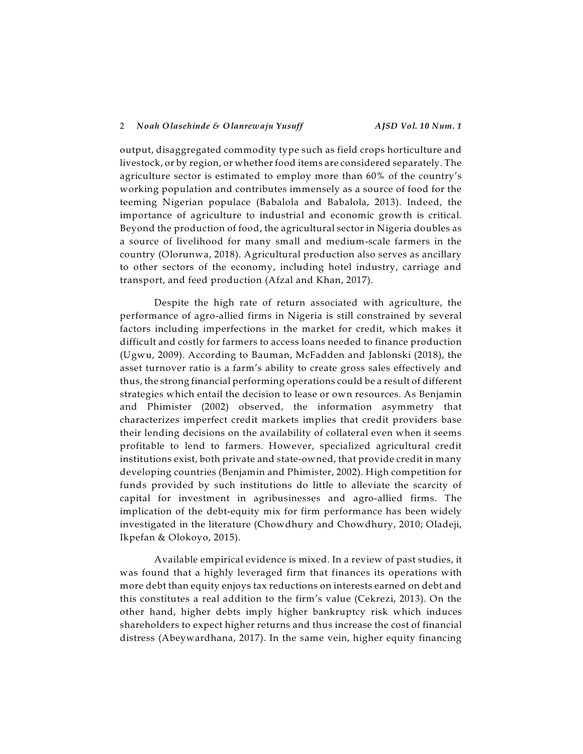output, disaggregated commodity type such as field crops horticulture and livestock, or by region, or whether food items are considered separately. The agriculture sector is estimated to employ more than 60% of the country's working population and contributes immensely as a source of food for the teeming Nigerian populace (Babalola and Babalola, 2013). Indeed, the importance of agriculture to industrial and economic growth is critical. Beyond the production of food, the agricultural sector in Nigeria doubles as a source of livelihood for many small and medium-scale farmers in the country (Olorunwa, 2018). Agricultural production also serves as ancillary to other sectors of the economy, including hotel industry, carriage and transport, and feed production (Afzal and Khan, 2017).

Despite the high rate of return associated with agriculture, the performance of agro-allied firms in Nigeria is still constrained by several factors including imperfections in the market for credit, which makes it difficult and costly for farmers to access loans needed to finance production (Ugwu, 2009). According to Bauman, McFadden and Jablonski (2018), the asset turnover ratio is a farm's ability to create gross sales effectively and thus, the strong financial performing operations could be a result of different strategies which entail the decision to lease or own resources. As Benjamin and Phimister (2002) observed, the information asymmetry that characterizes imperfect credit markets implies that credit providers base their lending decisions on the availability of collateral even when it seems profitable to lend to farmers. However, specialized agricultural credit institutions exist, both private and state-owned, that provide credit in many developing countries (Benjamin and Phimister, 2002). High competition for funds provided by such institutions do little to alleviate the scarcity of capital for investment in agribusinesses and agro-allied firms. The implication of the debt-equity mix for firm performance has been widely investigated in the literature (Chowdhury and Chowdhury, 2010; Oladeji, Ikpefan & Olokoyo, 2015).

Available empirical evidence is mixed. In a review of past studies, it was found that a highly leveraged firm that finances its operations with more debt than equity enjoys tax reductions on interests earned on debt and this constitutes a real addition to the firm's value (Cekrezi, 2013). On the other hand, higher debts imply higher bankruptcy risk which induces shareholders to expect higher returns and thus increase the cost of financial distress (Abeywardhana, 2017). In the same vein, higher equity financing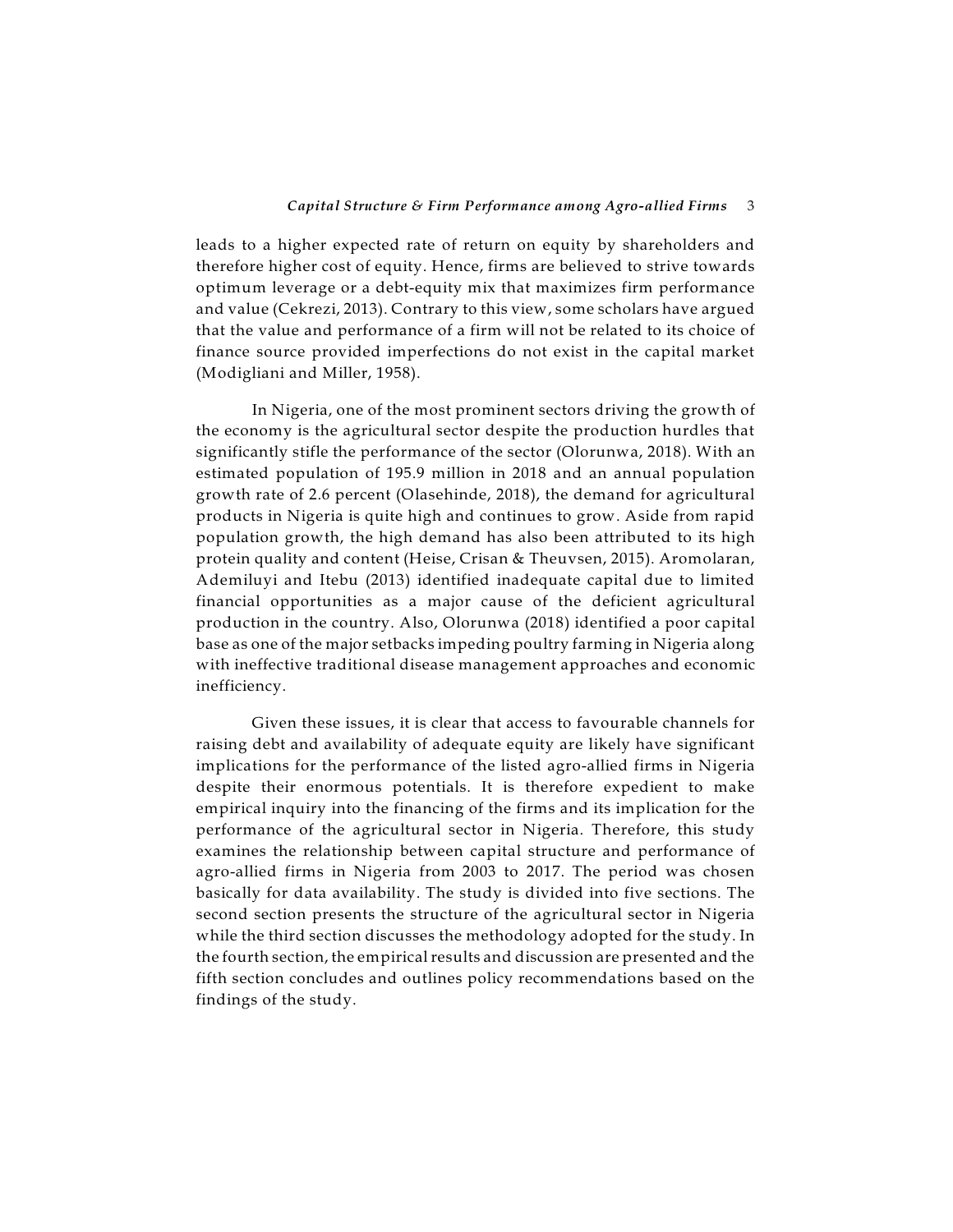leads to a higher expected rate of return on equity by shareholders and therefore higher cost of equity. Hence, firms are believed to strive towards optimum leverage or a debt-equity mix that maximizes firm performance and value (Cekrezi, 2013). Contrary to this view, some scholars have argued that the value and performance of a firm will not be related to its choice of finance source provided imperfections do not exist in the capital market (Modigliani and Miller, 1958).

In Nigeria, one of the most prominent sectors driving the growth of the economy is the agricultural sector despite the production hurdles that significantly stifle the performance of the sector (Olorunwa, 2018). With an estimated population of 195.9 million in 2018 and an annual population growth rate of 2.6 percent (Olasehinde, 2018), the demand for agricultural products in Nigeria is quite high and continues to grow. Aside from rapid population growth, the high demand has also been attributed to its high protein quality and content (Heise, Crisan & Theuvsen, 2015). Aromolaran, Ademiluyi and Itebu (2013) identified inadequate capital due to limited financial opportunities as a major cause of the deficient agricultural production in the country. Also, Olorunwa (2018) identified a poor capital base as one of the major setbacks impeding poultry farming in Nigeria along with ineffective traditional disease management approaches and economic inefficiency.

Given these issues, it is clear that access to favourable channels for raising debt and availability of adequate equity are likely have significant implications for the performance of the listed agro-allied firms in Nigeria despite their enormous potentials. It is therefore expedient to make empirical inquiry into the financing of the firms and its implication for the performance of the agricultural sector in Nigeria. Therefore, this study examines the relationship between capital structure and performance of agro-allied firms in Nigeria from 2003 to 2017. The period was chosen basically for data availability. The study is divided into five sections. The second section presents the structure of the agricultural sector in Nigeria while the third section discusses the methodology adopted for the study. In the fourth section, the empirical results and discussion are presented and the fifth section concludes and outlines policy recommendations based on the findings of the study.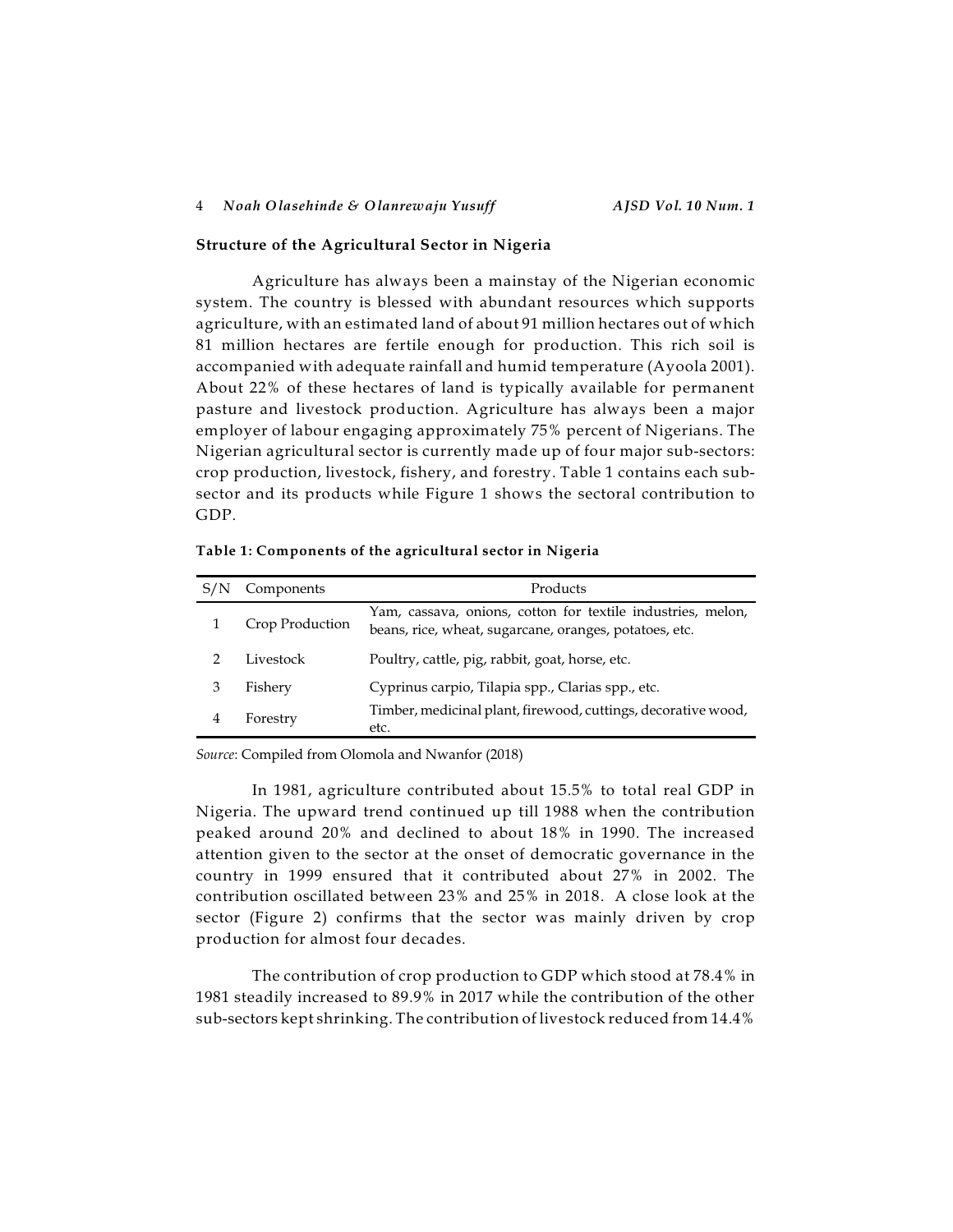### Structure of the Agricultural Sector in Nigeria

Agriculture has always been a mainstay of the Nigerian economic system. The country is blessed with abundant resources which supports agriculture, with an estimated land of about 91 million hectares out of which 81 million hectares are fertile enough for production. This rich soil is accompanied with adequate rainfall and humid temperature (Ayoola 2001). About 22% of these hectares of land is typically available for permanent pasture and livestock production. Agriculture has always been a major employer of labour engaging approximately 75% percent of Nigerians. The Nigerian agricultural sector is currently made up of four major sub-sectors: crop production, livestock, fishery, and forestry. Table 1 contains each sub-sector and its products while Figure 1 shows the sectoral contribution to GDP.

**Table 1: Components of the agricultural sector in Nigeria**

| S/N | Components | Products |
|---|---|---|
| 1 | Crop Production | Yam, cassava, onions, cotton for textile industries, melon, beans, rice, wheat, sugarcane, oranges, potatoes, etc. |
| 2 | Livestock | Poultry, cattle, pig, rabbit, goat, horse, etc. |
| 3 | Fishery | Cyprinus carpio, Tilapia spp., Clarias spp., etc. |
| 4 | Forestry | Timber, medicinal plant, firewood, cuttings, decorative wood, etc. |

*Source*: Compiled from Olomola and Nwanfor (2018)

In 1981, agriculture contributed about 15.5% to total real GDP in Nigeria. The upward trend continued up till 1988 when the contribution peaked around 20% and declined to about 18% in 1990. The increased attention given to the sector at the onset of democratic governance in the country in 1999 ensured that it contributed about 27% in 2002. The contribution oscillated between 23% and 25% in 2018. A close look at the sector (Figure 2) confirms that the sector was mainly driven by crop production for almost four decades.

The contribution of crop production to GDP which stood at 78.4% in 1981 steadily increased to 89.9% in 2017 while the contribution of the other sub-sectors kept shrinking. The contribution of livestock reduced from 14.4%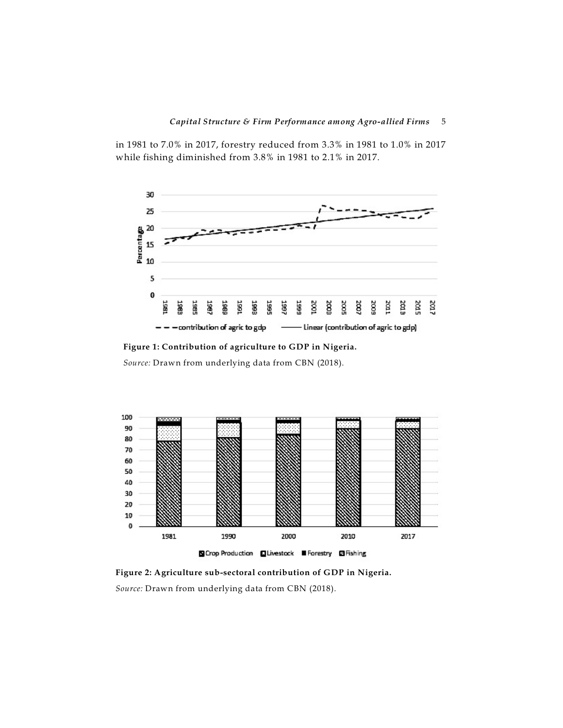in 1981 to 7.0% in 2017, forestry reduced from 3.3% in 1981 to 1.0% in 2017 while fishing diminished from 3.8% in 1981 to 2.1% in 2017.

**Figure 1: Contribution of agriculture to GDP in Nigeria.**

*Source:* Drawn from underlying data from CBN (2018).

**Figure 2: Agriculture sub-sectoral contribution of GDP in Nigeria.**

*Source:* Drawn from underlying data from CBN (2018).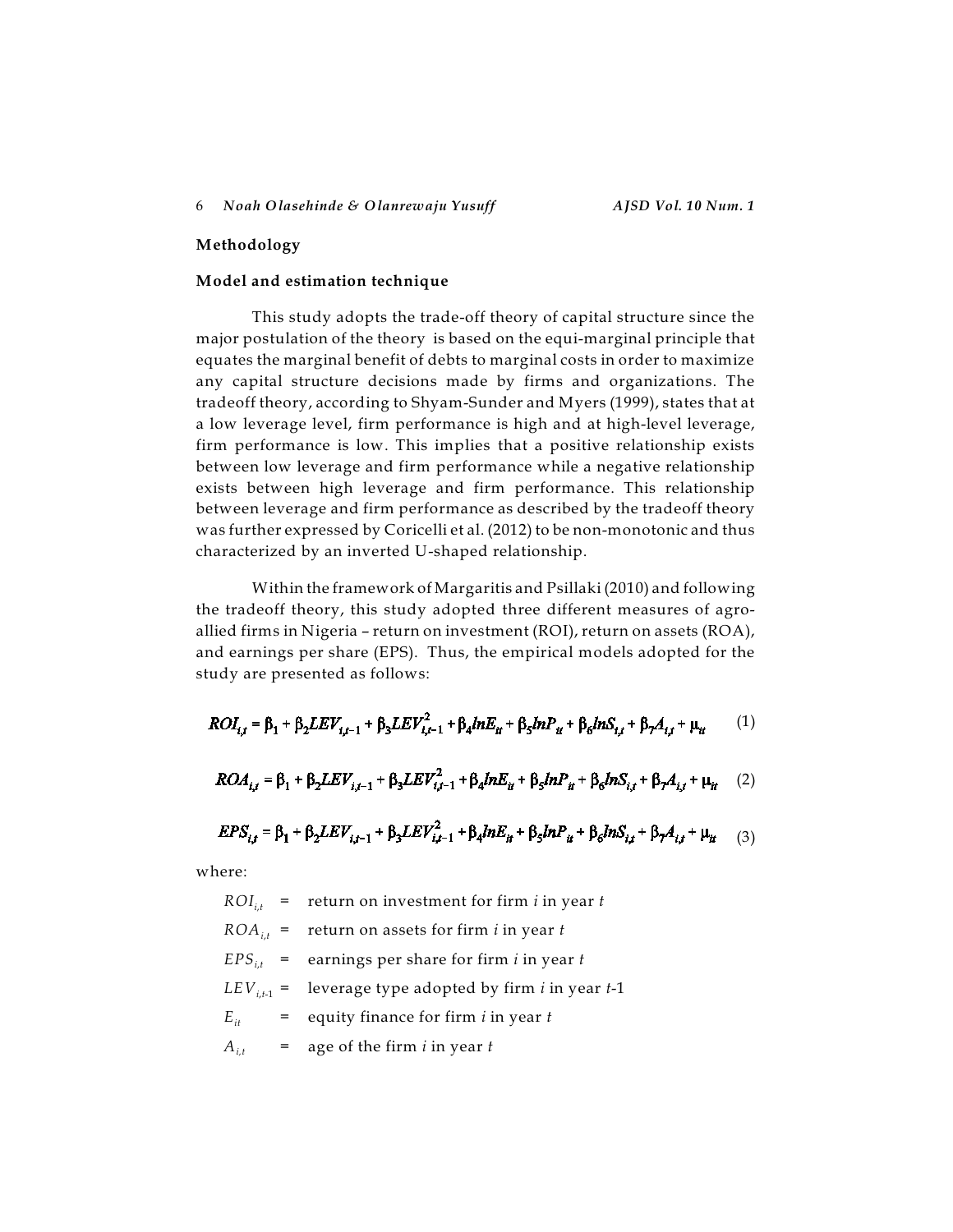## Methodology

### Model and estimation technique

This study adopts the trade-off theory of capital structure since the major postulation of the theory is based on the equi-marginal principle that equates the marginal benefit of debts to marginal costs in order to maximize any capital structure decisions made by firms and organizations. The tradeoff theory, according to Shyam-Sunder and Myers (1999), states that at a low leverage level, firm performance is high and at high-level leverage, firm performance is low. This implies that a positive relationship exists between low leverage and firm performance while a negative relationship exists between high leverage and firm performance. This relationship between leverage and firm performance as described by the tradeoff theory was further expressed by Coricelli et al. (2012) to be non-monotonic and thus characterized by an inverted U-shaped relationship.

Within the framework of Margaritis and Psillaki (2010) and following the tradeoff theory, this study adopted three different measures of agro-allied firms in Nigeria – return on investment (ROI), return on assets (ROA), and earnings per share (EPS). Thus, the empirical models adopted for the study are presented as follows:

$$ROI_{i,t} = \beta_1 + \beta_2 LEV_{i,t-1} + \beta_3 LEV^2_{i,t-1} + \beta_4 lnE_{it} + \beta_5 lnP_{it} + \beta_6 lnS_{i,t} + \beta_7 A_{i,t} + \mu_{it} \quad (1)$$

$$ROA_{i,t} = \beta_1 + \beta_2 LEV_{i,t-1} + \beta_3 LEV^2_{i,t-1} + \beta_4 lnE_{it} + \beta_5 lnP_{it} + \beta_6 lnS_{i,t} + \beta_7 A_{i,t} + \mu_{it} \quad (2)$$

$$EPS_{i,t} = \beta_1 + \beta_2 LEV_{i,t-1} + \beta_3 LEV^2_{i,t-1} + \beta_4 lnE_{it} + \beta_5 lnP_{it} + \beta_6 lnS_{i,t} + \beta_7 A_{i,t} + \mu_{it} \quad (3)$$

where:

$ROI_{i,t}$ = return on investment for firm *i* in year *t*

$ROA_{i,t}$ = return on assets for firm *i* in year *t*

$EPS_{i,t}$ = earnings per share for firm *i* in year *t*

$LEV_{i,t-1}$ = leverage type adopted by firm *i* in year *t*-1

$E_{it}$ = equity finance for firm *i* in year *t*

$A_{i,t}$ = age of the firm *i* in year *t*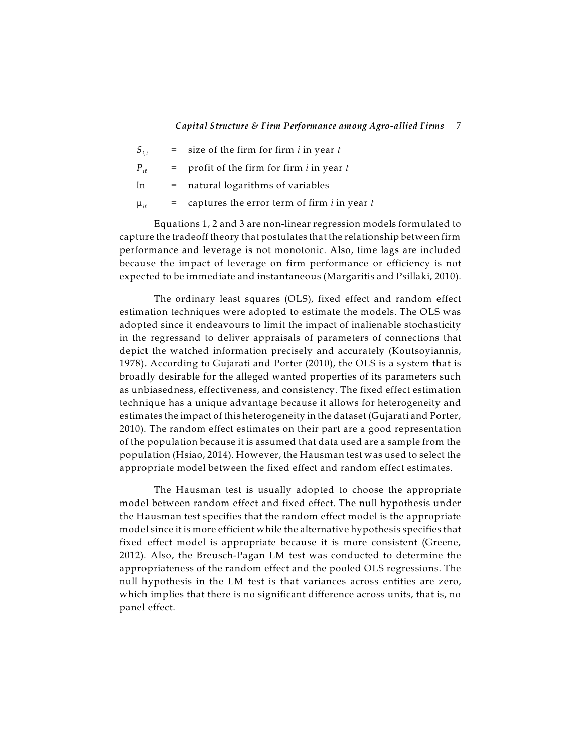$S_{i,t}$ = size of the firm for firm $i$ in year $t$

$P_{it}$ = profit of the firm for firm $i$ in year $t$

ln = natural logarithms of variables

$\mu_{it}$ = captures the error term of firm $i$ in year $t$

Equations 1, 2 and 3 are non-linear regression models formulated to capture the tradeoff theory that postulates that the relationship between firm performance and leverage is not monotonic. Also, time lags are included because the impact of leverage on firm performance or efficiency is not expected to be immediate and instantaneous (Margaritis and Psillaki, 2010).

The ordinary least squares (OLS), fixed effect and random effect estimation techniques were adopted to estimate the models. The OLS was adopted since it endeavours to limit the impact of inalienable stochasticity in the regressand to deliver appraisals of parameters of connections that depict the watched information precisely and accurately (Koutsoyiannis, 1978). According to Gujarati and Porter (2010), the OLS is a system that is broadly desirable for the alleged wanted properties of its parameters such as unbiasedness, effectiveness, and consistency. The fixed effect estimation technique has a unique advantage because it allows for heterogeneity and estimates the impact of this heterogeneity in the dataset (Gujarati and Porter, 2010). The random effect estimates on their part are a good representation of the population because it is assumed that data used are a sample from the population (Hsiao, 2014). However, the Hausman test was used to select the appropriate model between the fixed effect and random effect estimates.

The Hausman test is usually adopted to choose the appropriate model between random effect and fixed effect. The null hypothesis under the Hausman test specifies that the random effect model is the appropriate model since it is more efficient while the alternative hypothesis specifies that fixed effect model is appropriate because it is more consistent (Greene, 2012). Also, the Breusch-Pagan LM test was conducted to determine the appropriateness of the random effect and the pooled OLS regressions. The null hypothesis in the LM test is that variances across entities are zero, which implies that there is no significant difference across units, that is, no panel effect.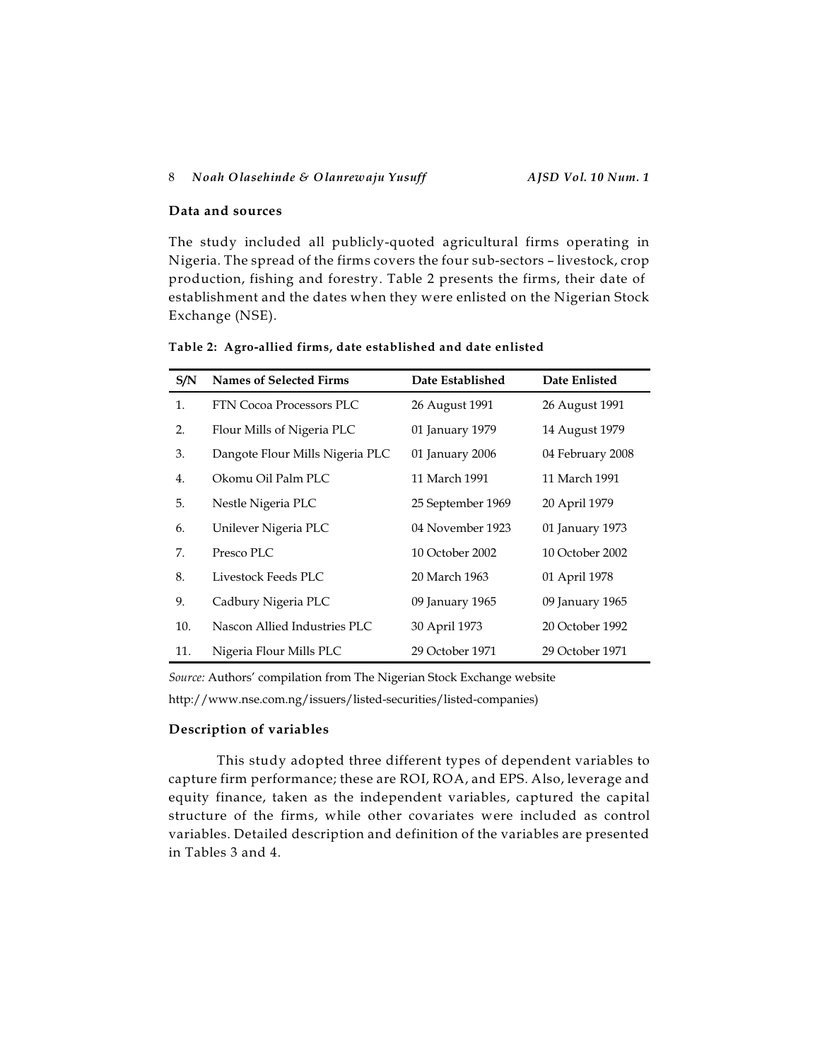### Data and sources

The study included all publicly-quoted agricultural firms operating in Nigeria. The spread of the firms covers the four sub-sectors – livestock, crop production, fishing and forestry. Table 2 presents the firms, their date of establishment and the dates when they were enlisted on the Nigerian Stock Exchange (NSE).

**Table 2: Agro-allied firms, date established and date enlisted**

| S/N | Names of Selected Firms | Date Established | Date Enlisted |
|---|---|---|---|
| 1. | FTN Cocoa Processors PLC | 26 August 1991 | 26 August 1991 |
| 2. | Flour Mills of Nigeria PLC | 01 January 1979 | 14 August 1979 |
| 3. | Dangote Flour Mills Nigeria PLC | 01 January 2006 | 04 February 2008 |
| 4. | Okomu Oil Palm PLC | 11 March 1991 | 11 March 1991 |
| 5. | Nestle Nigeria PLC | 25 September 1969 | 20 April 1979 |
| 6. | Unilever Nigeria PLC | 04 November 1923 | 01 January 1973 |
| 7. | Presco PLC | 10 October 2002 | 10 October 2002 |
| 8. | Livestock Feeds PLC | 20 March 1963 | 01 April 1978 |
| 9. | Cadbury Nigeria PLC | 09 January 1965 | 09 January 1965 |
| 10. | Nascon Allied Industries PLC | 30 April 1973 | 20 October 1992 |
| 11. | Nigeria Flour Mills PLC | 29 October 1971 | 29 October 1971 |

*Source:* Authors' compilation from The Nigerian Stock Exchange website http://www.nse.com.ng/issuers/listed-securities/listed-companies)

### Description of variables

This study adopted three different types of dependent variables to capture firm performance; these are ROI, ROA, and EPS. Also, leverage and equity finance, taken as the independent variables, captured the capital structure of the firms, while other covariates were included as control variables. Detailed description and definition of the variables are presented in Tables 3 and 4.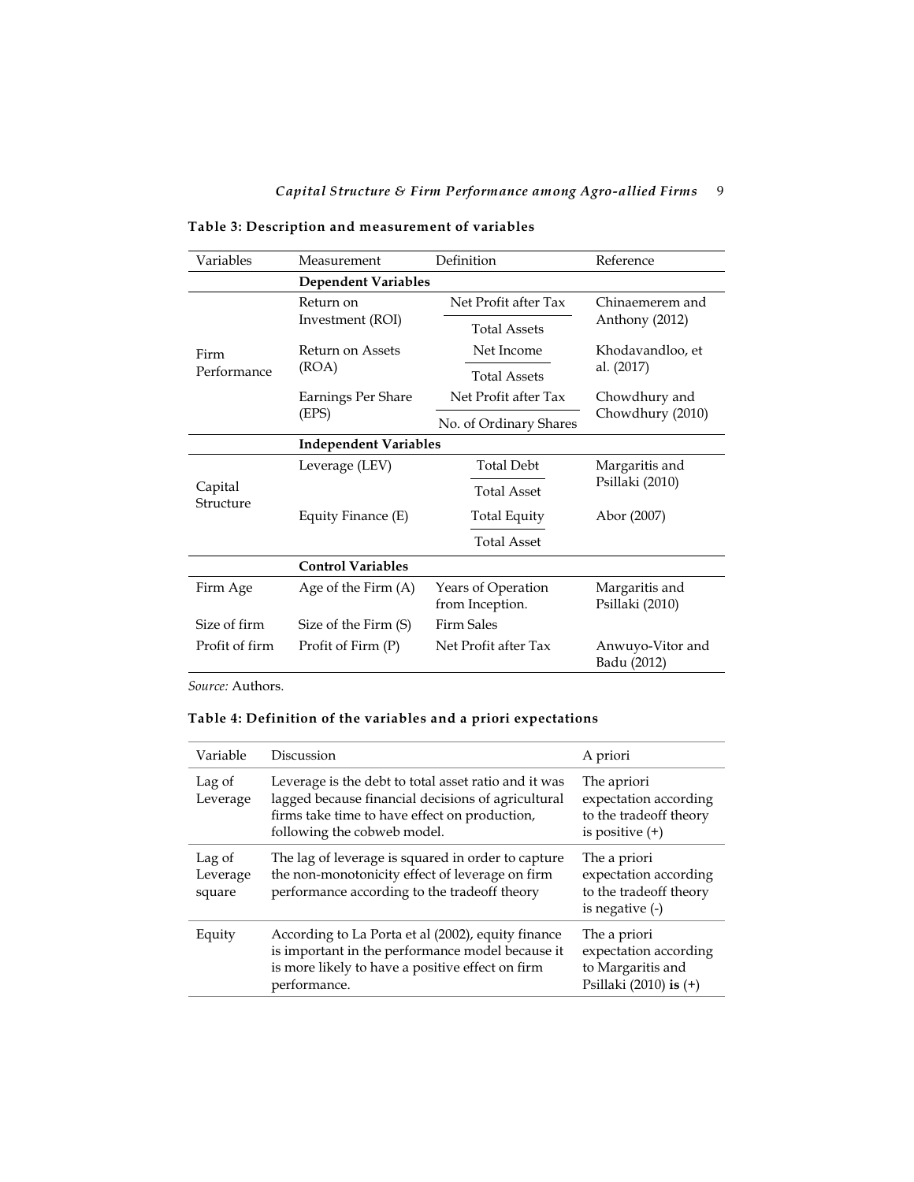**Table 3: Description and measurement of variables**

| Variables | Measurement | Definition | Reference |
|---|---|---|---|
| | **Dependent Variables** | | |
| Firm Performance | Return on Investment (ROI) | $\frac{\text{Net Profit after Tax}}{\text{Total Assets}}$ | Chinaemerem and Anthony (2012) |
| | Return on Assets (ROA) | $\frac{\text{Net Income}}{\text{Total Assets}}$ | Khodavandloo, et al. (2017) |
| | Earnings Per Share (EPS) | $\frac{\text{Net Profit after Tax}}{\text{No. of Ordinary Shares}}$ | Chowdhury and Chowdhury (2010) |
| | **Independent Variables** | | |
| Capital Structure | Leverage (LEV) | $\frac{\text{Total Debt}}{\text{Total Asset}}$ | Margaritis and Psillaki (2010) |
| | Equity Finance (E) | $\frac{\text{Total Equity}}{\text{Total Asset}}$ | Abor (2007) |
| | **Control Variables** | | |
| Firm Age | Age of the Firm (A) | Years of Operation from Inception. | Margaritis and Psillaki (2010) |
| Size of firm | Size of the Firm (S) | Firm Sales | |
| Profit of firm | Profit of Firm (P) | Net Profit after Tax | Anwuyo-Vitor and Badu (2012) |

*Source:* Authors.

**Table 4: Definition of the variables and a priori expectations**

| Variable | Discussion | A priori |
|---|---|---|
| Lag of Leverage | Leverage is the debt to total asset ratio and it was lagged because financial decisions of agricultural firms take time to have effect on production, following the cobweb model. | The apriori expectation according to the tradeoff theory is positive (+) |
| Lag of Leverage square | The lag of leverage is squared in order to capture the non-monotonicity effect of leverage on firm performance according to the tradeoff theory | The a priori expectation according to the tradeoff theory is negative (-) |
| Equity | According to La Porta et al (2002), equity finance is important in the performance model because it is more likely to have a positive effect on firm performance. | The a priori expectation according to Margaritis and Psillaki (2010) **is** (+) |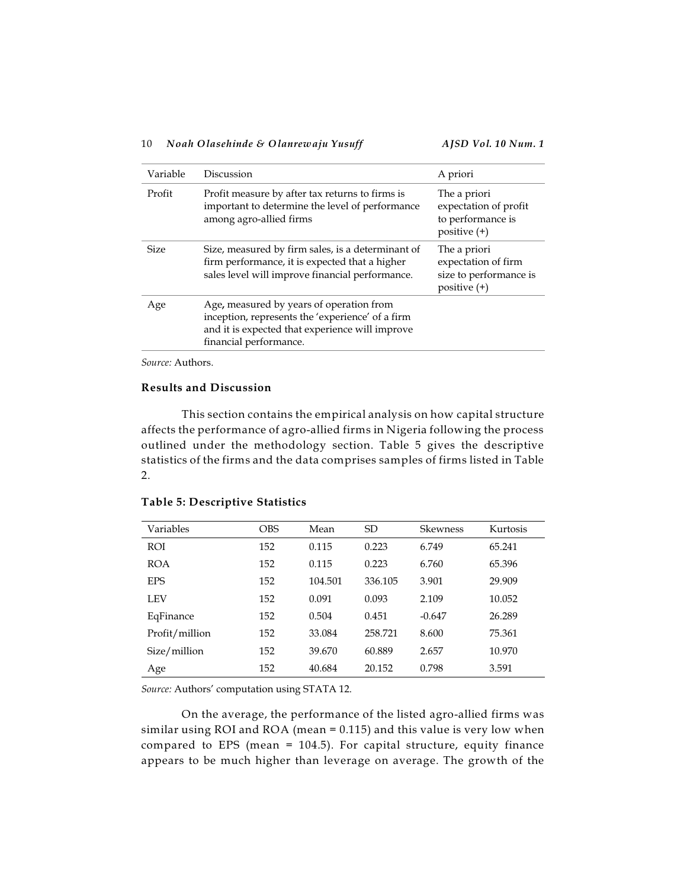| Variable | Discussion | A priori |
|---|---|---|
| Profit | Profit measure by after tax returns to firms is important to determine the level of performance among agro-allied firms | The a priori expectation of profit to performance is positive (+) |
| Size | Size, measured by firm sales, is a determinant of firm performance, it is expected that a higher sales level will improve financial performance. | The a priori expectation of firm size to performance is positive (+) |
| Age | Age, measured by years of operation from inception, represents the 'experience' of a firm and it is expected that experience will improve financial performance. | |

*Source:* Authors.

**Results and Discussion**

This section contains the empirical analysis on how capital structure affects the performance of agro-allied firms in Nigeria following the process outlined under the methodology section. Table 5 gives the descriptive statistics of the firms and the data comprises samples of firms listed in Table 2.

**Table 5: Descriptive Statistics**

| Variables | OBS | Mean | SD | Skewness | Kurtosis |
|---|---|---|---|---|---|
| ROI | 152 | 0.115 | 0.223 | 6.749 | 65.241 |
| ROA | 152 | 0.115 | 0.223 | 6.760 | 65.396 |
| EPS | 152 | 104.501 | 336.105 | 3.901 | 29.909 |
| LEV | 152 | 0.091 | 0.093 | 2.109 | 10.052 |
| EqFinance | 152 | 0.504 | 0.451 | -0.647 | 26.289 |
| Profit/million | 152 | 33.084 | 258.721 | 8.600 | 75.361 |
| Size/million | 152 | 39.670 | 60.889 | 2.657 | 10.970 |
| Age | 152 | 40.684 | 20.152 | 0.798 | 3.591 |

*Source:* Authors' computation using STATA 12.

On the average, the performance of the listed agro-allied firms was similar using ROI and ROA (mean = 0.115) and this value is very low when compared to EPS (mean = 104.5). For capital structure, equity finance appears to be much higher than leverage on average. The growth of the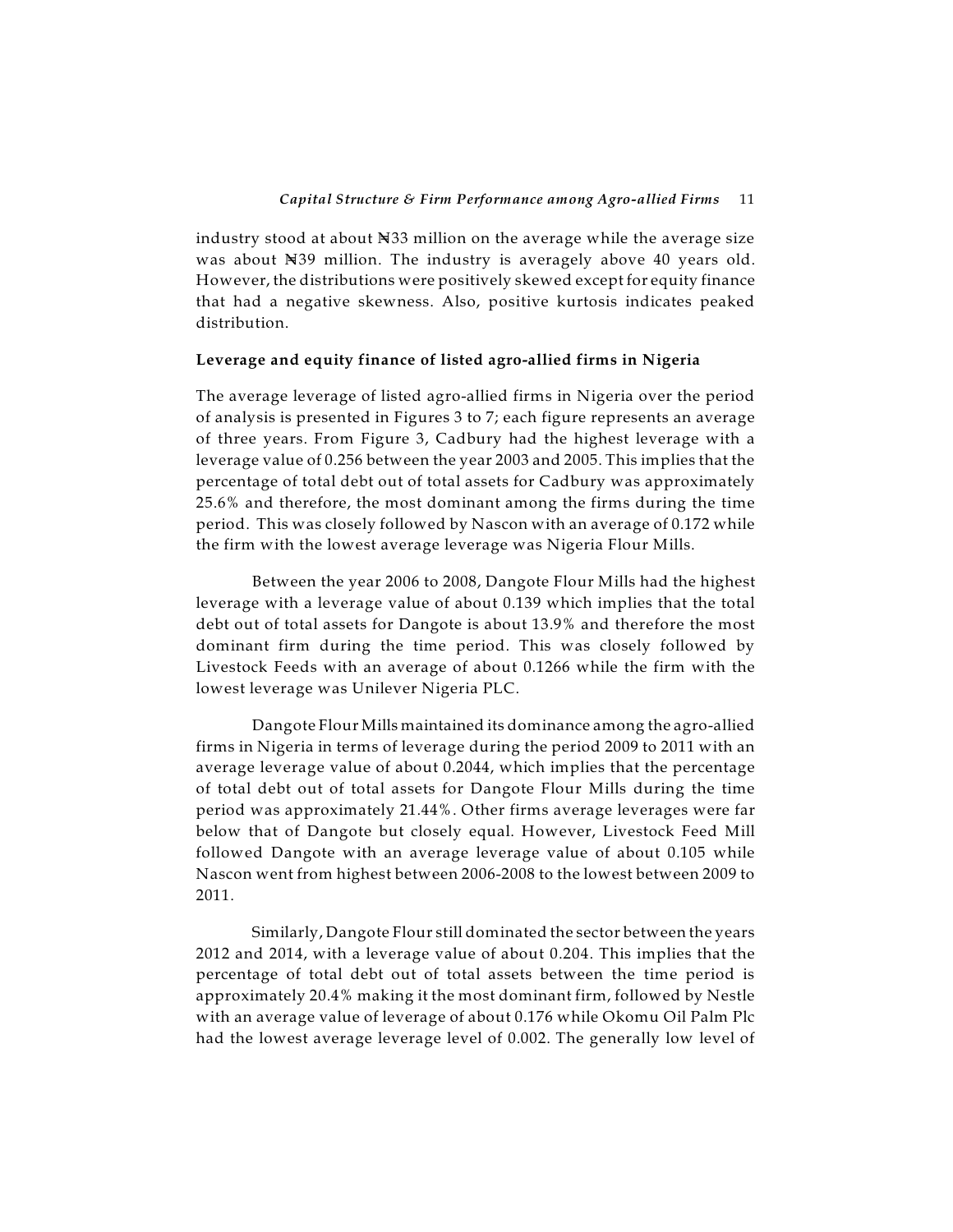industry stood at about ₦33 million on the average while the average size was about ₦39 million. The industry is averagely above 40 years old. However, the distributions were positively skewed except for equity finance that had a negative skewness. Also, positive kurtosis indicates peaked distribution.

**Leverage and equity finance of listed agro-allied firms in Nigeria**

The average leverage of listed agro-allied firms in Nigeria over the period of analysis is presented in Figures 3 to 7; each figure represents an average of three years. From Figure 3, Cadbury had the highest leverage with a leverage value of 0.256 between the year 2003 and 2005. This implies that the percentage of total debt out of total assets for Cadbury was approximately 25.6% and therefore, the most dominant among the firms during the time period. This was closely followed by Nascon with an average of 0.172 while the firm with the lowest average leverage was Nigeria Flour Mills.

Between the year 2006 to 2008, Dangote Flour Mills had the highest leverage with a leverage value of about 0.139 which implies that the total debt out of total assets for Dangote is about 13.9% and therefore the most dominant firm during the time period. This was closely followed by Livestock Feeds with an average of about 0.1266 while the firm with the lowest leverage was Unilever Nigeria PLC.

Dangote Flour Mills maintained its dominance among the agro-allied firms in Nigeria in terms of leverage during the period 2009 to 2011 with an average leverage value of about 0.2044, which implies that the percentage of total debt out of total assets for Dangote Flour Mills during the time period was approximately 21.44%. Other firms average leverages were far below that of Dangote but closely equal. However, Livestock Feed Mill followed Dangote with an average leverage value of about 0.105 while Nascon went from highest between 2006-2008 to the lowest between 2009 to 2011.

Similarly, Dangote Flour still dominated the sector between the years 2012 and 2014, with a leverage value of about 0.204. This implies that the percentage of total debt out of total assets between the time period is approximately 20.4% making it the most dominant firm, followed by Nestle with an average value of leverage of about 0.176 while Okomu Oil Palm Plc had the lowest average leverage level of 0.002. The generally low level of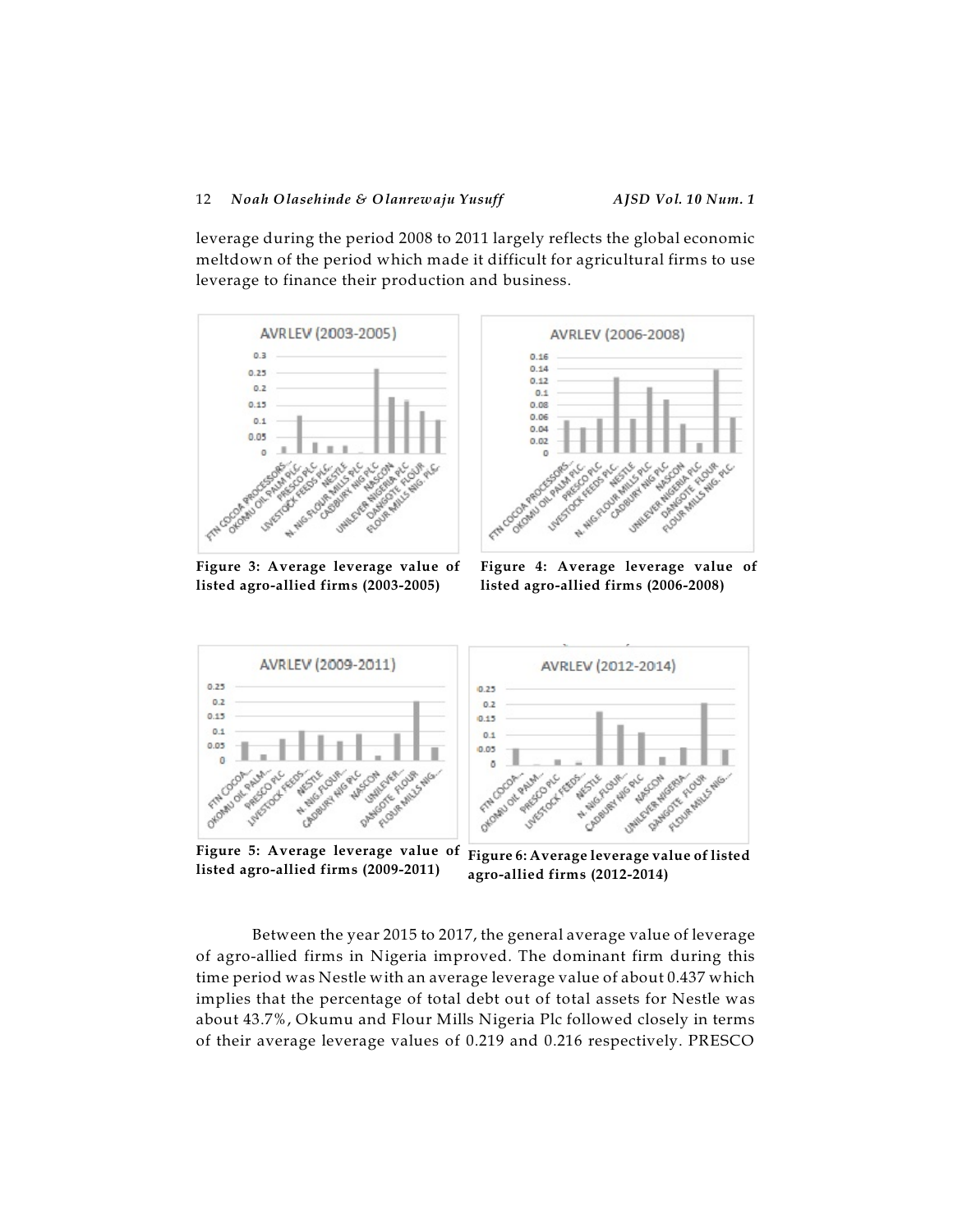leverage during the period 2008 to 2011 largely reflects the global economic meltdown of the period which made it difficult for agricultural firms to use leverage to finance their production and business.

**Figure 3: Average leverage value of listed agro-allied firms (2003-2005)**

**Figure 4: Average leverage value of listed agro-allied firms (2006-2008)**

**Figure 5: Average leverage value of listed agro-allied firms (2009-2011)**

**Figure 6: Average leverage value of listed agro-allied firms (2012-2014)**

Between the year 2015 to 2017, the general average value of leverage of agro-allied firms in Nigeria improved. The dominant firm during this time period was Nestle with an average leverage value of about 0.437 which implies that the percentage of total debt out of total assets for Nestle was about 43.7%, Okumu and Flour Mills Nigeria Plc followed closely in terms of their average leverage values of 0.219 and 0.216 respectively. PRESCO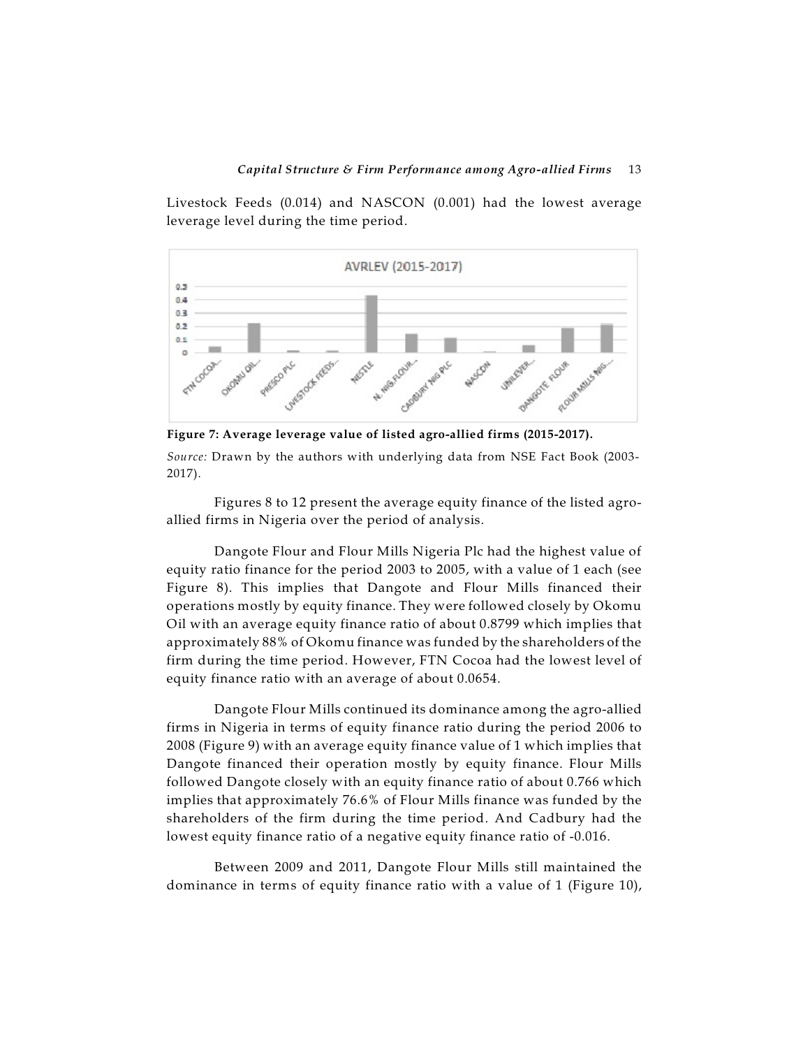Livestock Feeds (0.014) and NASCON (0.001) had the lowest average leverage level during the time period.

**Figure 7: Average leverage value of listed agro-allied firms (2015-2017).**

*Source:* Drawn by the authors with underlying data from NSE Fact Book (2003-2017).

Figures 8 to 12 present the average equity finance of the listed agro-allied firms in Nigeria over the period of analysis.

Dangote Flour and Flour Mills Nigeria Plc had the highest value of equity ratio finance for the period 2003 to 2005, with a value of 1 each (see Figure 8). This implies that Dangote and Flour Mills financed their operations mostly by equity finance. They were followed closely by Okomu Oil with an average equity finance ratio of about 0.8799 which implies that approximately 88% of Okomu finance was funded by the shareholders of the firm during the time period. However, FTN Cocoa had the lowest level of equity finance ratio with an average of about 0.0654.

Dangote Flour Mills continued its dominance among the agro-allied firms in Nigeria in terms of equity finance ratio during the period 2006 to 2008 (Figure 9) with an average equity finance value of 1 which implies that Dangote financed their operation mostly by equity finance. Flour Mills followed Dangote closely with an equity finance ratio of about 0.766 which implies that approximately 76.6% of Flour Mills finance was funded by the shareholders of the firm during the time period. And Cadbury had the lowest equity finance ratio of a negative equity finance ratio of -0.016.

Between 2009 and 2011, Dangote Flour Mills still maintained the dominance in terms of equity finance ratio with a value of 1 (Figure 10),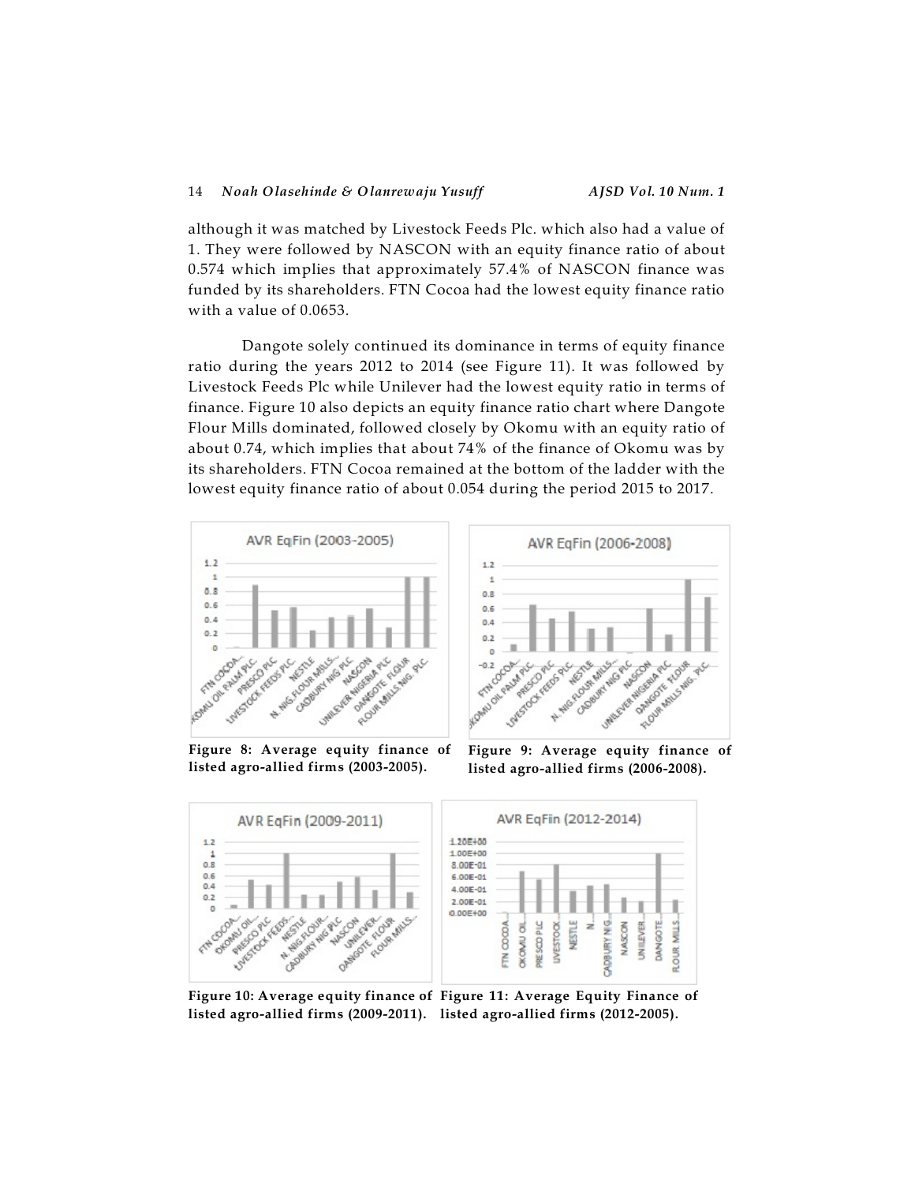although it was matched by Livestock Feeds Plc. which also had a value of 1. They were followed by NASCON with an equity finance ratio of about 0.574 which implies that approximately 57.4% of NASCON finance was funded by its shareholders. FTN Cocoa had the lowest equity finance ratio with a value of 0.0653.

Dangote solely continued its dominance in terms of equity finance ratio during the years 2012 to 2014 (see Figure 11). It was followed by Livestock Feeds Plc while Unilever had the lowest equity ratio in terms of finance. Figure 10 also depicts an equity finance ratio chart where Dangote Flour Mills dominated, followed closely by Okomu with an equity ratio of about 0.74, which implies that about 74% of the finance of Okomu was by its shareholders. FTN Cocoa remained at the bottom of the ladder with the lowest equity finance ratio of about 0.054 during the period 2015 to 2017.

**Figure 8: Average equity finance of listed agro-allied firms (2003-2005).**

**Figure 9: Average equity finance of listed agro-allied firms (2006-2008).**

**Figure 10: Average equity finance of listed agro-allied firms (2009-2011).**

**Figure 11: Average Equity Finance of listed agro-allied firms (2012-2005).**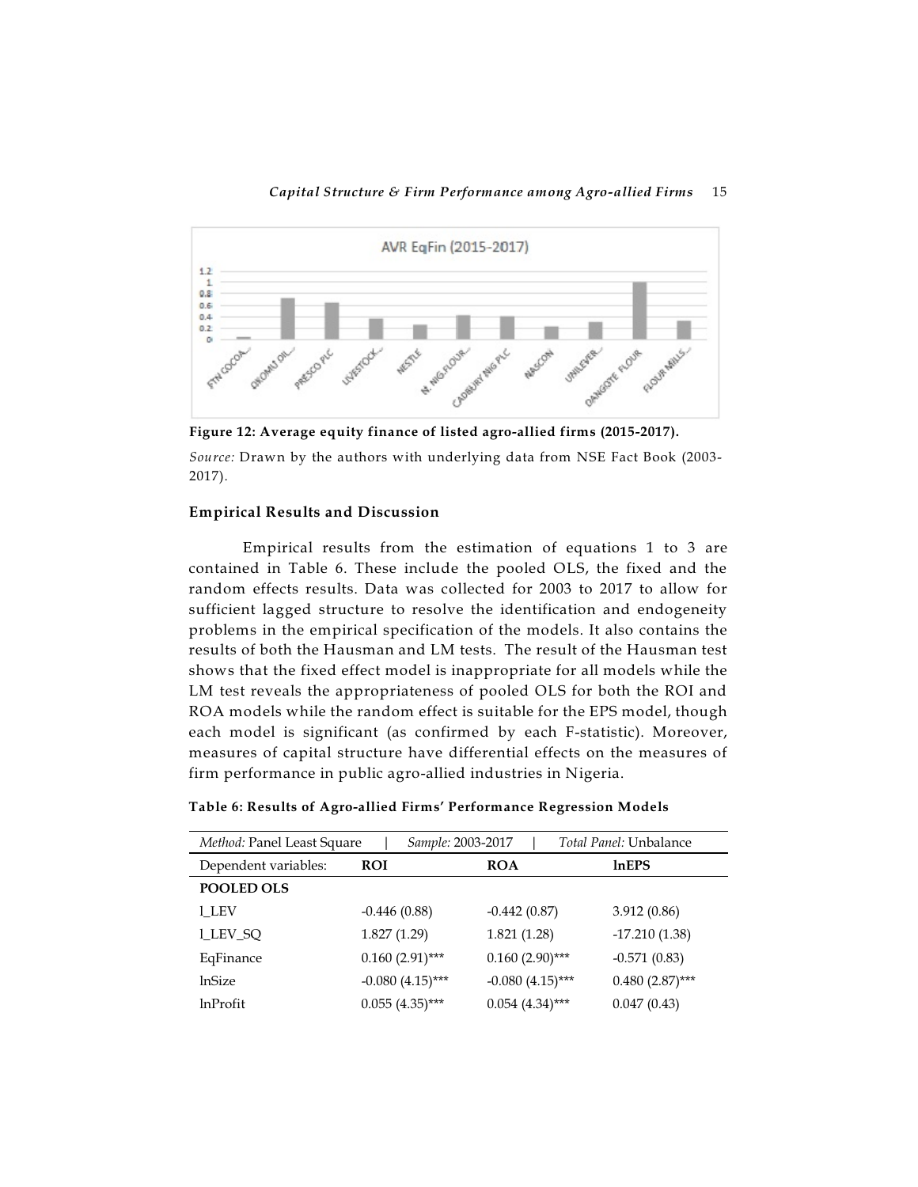Figure 12: **Average equity finance of listed agro-allied firms (2015-2017).**

*Source:* Drawn by the authors with underlying data from NSE Fact Book (2003-2017).

### Empirical Results and Discussion

Empirical results from the estimation of equations 1 to 3 are contained in Table 6. These include the pooled OLS, the fixed and the random effects results. Data was collected for 2003 to 2017 to allow for sufficient lagged structure to resolve the identification and endogeneity problems in the empirical specification of the models. It also contains the results of both the Hausman and LM tests. The result of the Hausman test shows that the fixed effect model is inappropriate for all models while the LM test reveals the appropriateness of pooled OLS for both the ROI and ROA models while the random effect is suitable for the EPS model, though each model is significant (as confirmed by each F-statistic). Moreover, measures of capital structure have differential effects on the measures of firm performance in public agro-allied industries in Nigeria.

**Table 6: Results of Agro-allied Firms' Performance Regression Models**

| *Method:* Panel Least Square | *Sample:* 2003-2017 | | *Total Panel:* Unbalance |
|---|---|---|---|
| Dependent variables: | **ROI** | **ROA** | **lnEPS** |
| **POOLED OLS** | | | |
| l_LEV | -0.446 (0.88) | -0.442 (0.87) | 3.912 (0.86) |
| l_LEV_SQ | 1.827 (1.29) | 1.821 (1.28) | -17.210 (1.38) |
| EqFinance | 0.160 (2.91)*** | 0.160 (2.90)*** | -0.571 (0.83) |
| lnSize | -0.080 (4.15)*** | -0.080 (4.15)*** | 0.480 (2.87)*** |
| lnProfit | 0.055 (4.35)*** | 0.054 (4.34)*** | 0.047 (0.43) |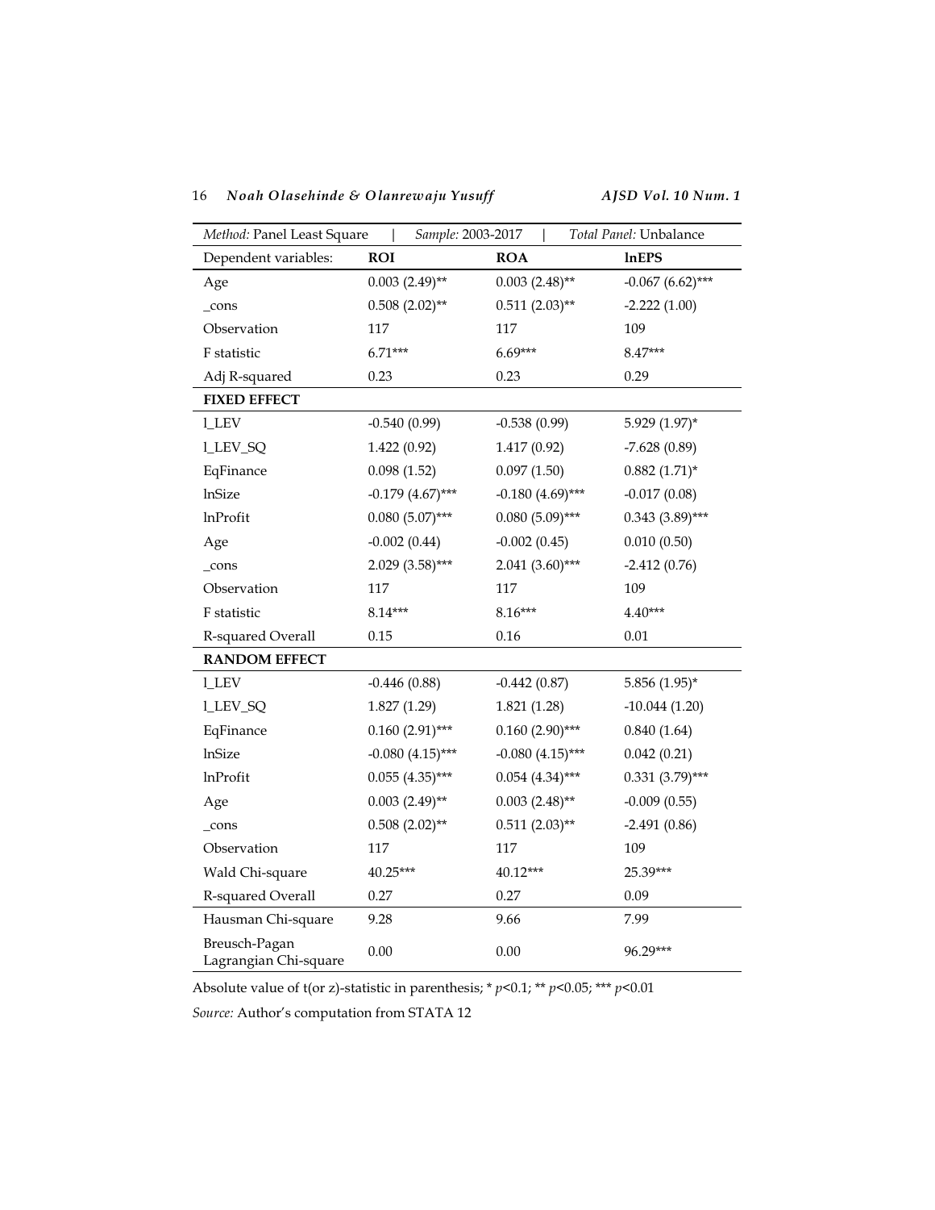| *Method:* Panel Least Square | *Sample:* 2003-2017 | *Total Panel:* Unbalance | |
|---|---|---|---|
| Dependent variables: | **ROI** | **ROA** | **lnEPS** |
| Age | 0.003 (2.49)** | 0.003 (2.48)** | -0.067 (6.62)*** |
| _cons | 0.508 (2.02)** | 0.511 (2.03)** | -2.222 (1.00) |
| Observation | 117 | 117 | 109 |
| F statistic | 6.71*** | 6.69*** | 8.47*** |
| Adj R-squared | 0.23 | 0.23 | 0.29 |
| **FIXED EFFECT** | | | |
| l_LEV | -0.540 (0.99) | -0.538 (0.99) | 5.929 (1.97)* |
| l_LEV_SQ | 1.422 (0.92) | 1.417 (0.92) | -7.628 (0.89) |
| EqFinance | 0.098 (1.52) | 0.097 (1.50) | 0.882 (1.71)* |
| lnSize | -0.179 (4.67)*** | -0.180 (4.69)*** | -0.017 (0.08) |
| lnProfit | 0.080 (5.07)*** | 0.080 (5.09)*** | 0.343 (3.89)*** |
| Age | -0.002 (0.44) | -0.002 (0.45) | 0.010 (0.50) |
| _cons | 2.029 (3.58)*** | 2.041 (3.60)*** | -2.412 (0.76) |
| Observation | 117 | 117 | 109 |
| F statistic | 8.14*** | 8.16*** | 4.40*** |
| R-squared Overall | 0.15 | 0.16 | 0.01 |
| **RANDOM EFFECT** | | | |
| l_LEV | -0.446 (0.88) | -0.442 (0.87) | 5.856 (1.95)* |
| l_LEV_SQ | 1.827 (1.29) | 1.821 (1.28) | -10.044 (1.20) |
| EqFinance | 0.160 (2.91)*** | 0.160 (2.90)*** | 0.840 (1.64) |
| lnSize | -0.080 (4.15)*** | -0.080 (4.15)*** | 0.042 (0.21) |
| lnProfit | 0.055 (4.35)*** | 0.054 (4.34)*** | 0.331 (3.79)*** |
| Age | 0.003 (2.49)** | 0.003 (2.48)** | -0.009 (0.55) |
| _cons | 0.508 (2.02)** | 0.511 (2.03)** | -2.491 (0.86) |
| Observation | 117 | 117 | 109 |
| Wald Chi-square | 40.25*** | 40.12*** | 25.39*** |
| R-squared Overall | 0.27 | 0.27 | 0.09 |
| Hausman Chi-square | 9.28 | 9.66 | 7.99 |
| Breusch-Pagan Lagrangian Chi-square | 0.00 | 0.00 | 96.29*** |

Absolute value of t(or z)-statistic in parenthesis; * $p<0.1$; ** $p<0.05$; *** $p<0.01$

*Source:* Author's computation from STATA 12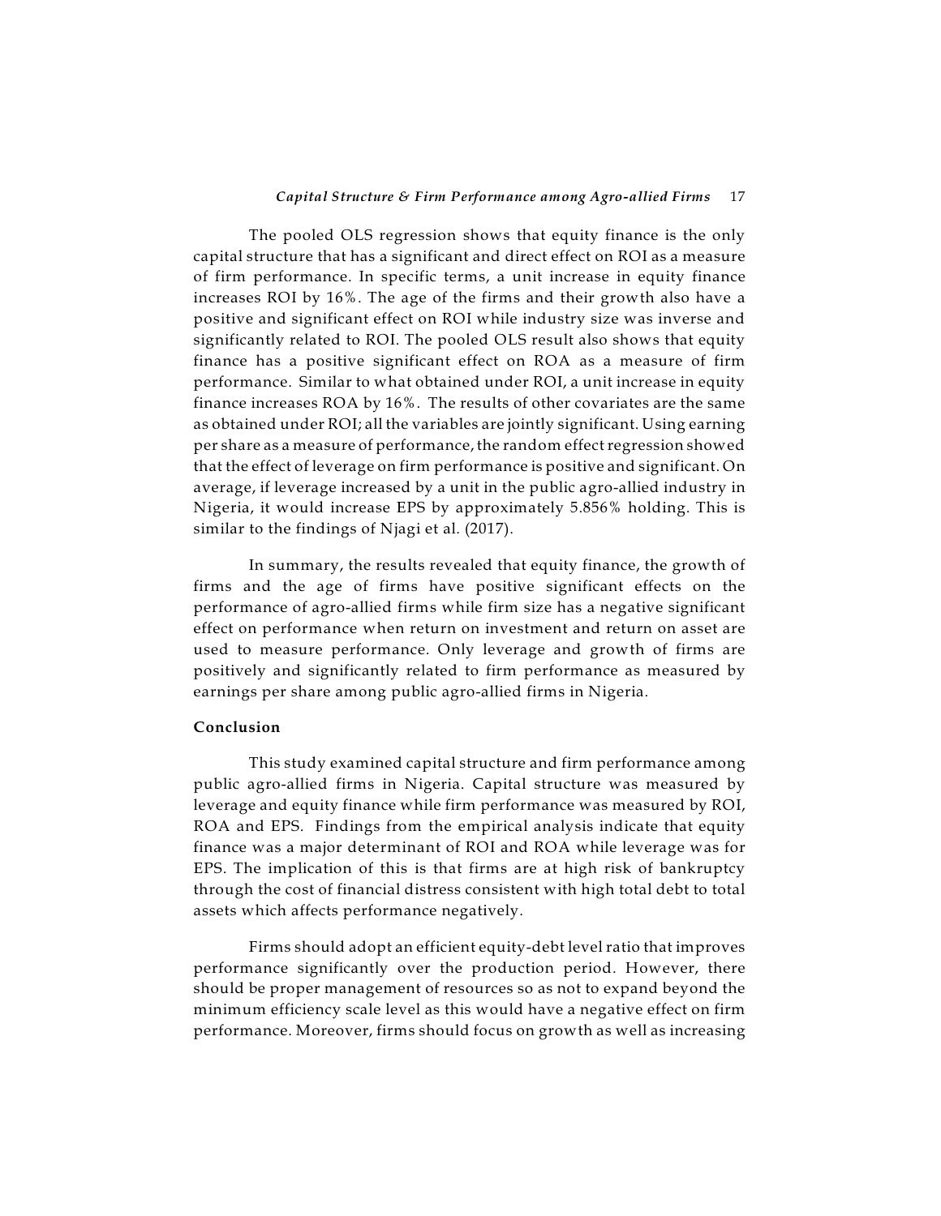The pooled OLS regression shows that equity finance is the only capital structure that has a significant and direct effect on ROI as a measure of firm performance. In specific terms, a unit increase in equity finance increases ROI by 16%. The age of the firms and their growth also have a positive and significant effect on ROI while industry size was inverse and significantly related to ROI. The pooled OLS result also shows that equity finance has a positive significant effect on ROA as a measure of firm performance. Similar to what obtained under ROI, a unit increase in equity finance increases ROA by 16%. The results of other covariates are the same as obtained under ROI; all the variables are jointly significant. Using earning per share as a measure of performance, the random effect regression showed that the effect of leverage on firm performance is positive and significant. On average, if leverage increased by a unit in the public agro-allied industry in Nigeria, it would increase EPS by approximately 5.856% holding. This is similar to the findings of Njagi et al. (2017).

In summary, the results revealed that equity finance, the growth of firms and the age of firms have positive significant effects on the performance of agro-allied firms while firm size has a negative significant effect on performance when return on investment and return on asset are used to measure performance. Only leverage and growth of firms are positively and significantly related to firm performance as measured by earnings per share among public agro-allied firms in Nigeria.

**Conclusion**

This study examined capital structure and firm performance among public agro-allied firms in Nigeria. Capital structure was measured by leverage and equity finance while firm performance was measured by ROI, ROA and EPS. Findings from the empirical analysis indicate that equity finance was a major determinant of ROI and ROA while leverage was for EPS. The implication of this is that firms are at high risk of bankruptcy through the cost of financial distress consistent with high total debt to total assets which affects performance negatively.

Firms should adopt an efficient equity-debt level ratio that improves performance significantly over the production period. However, there should be proper management of resources so as not to expand beyond the minimum efficiency scale level as this would have a negative effect on firm performance. Moreover, firms should focus on growth as well as increasing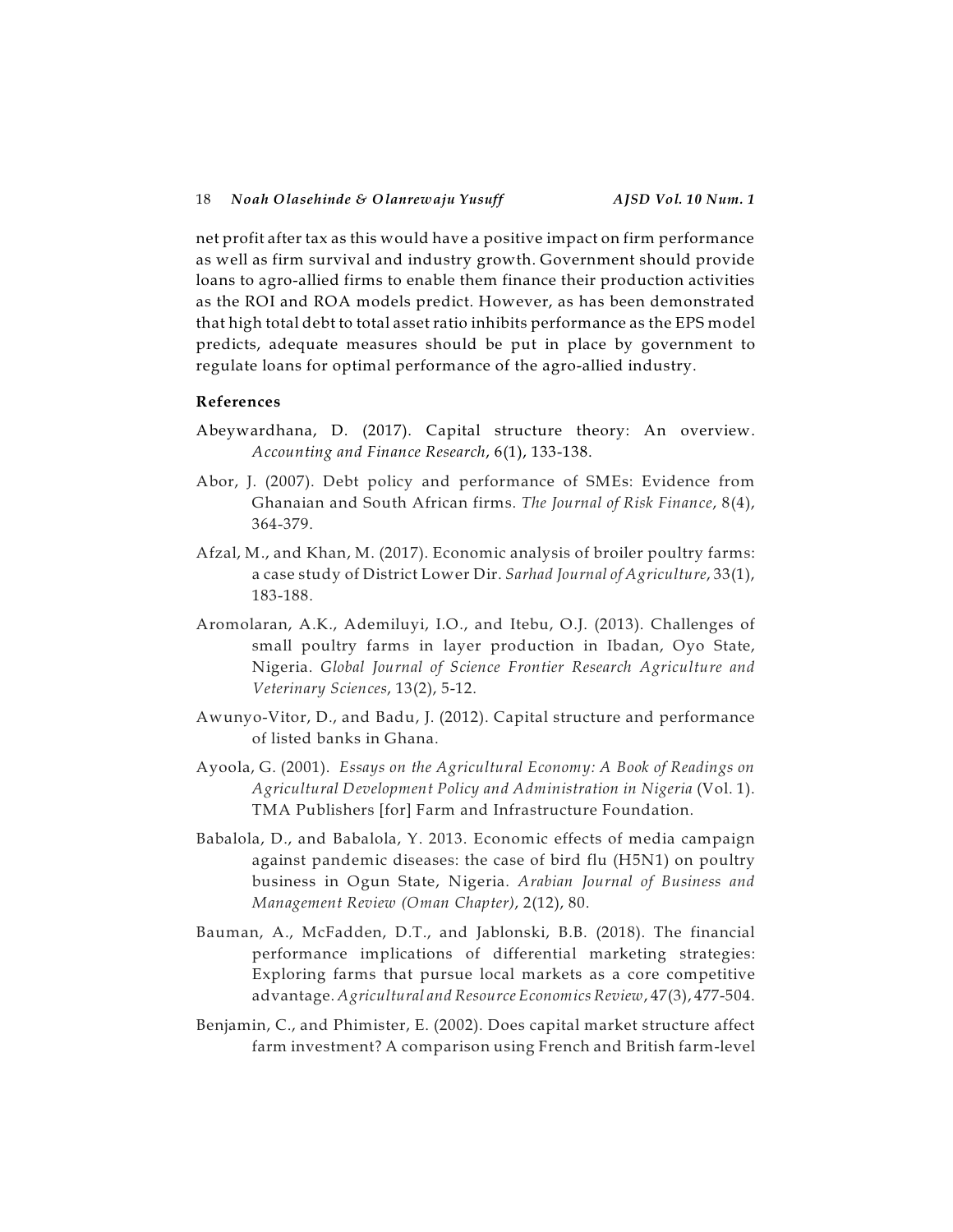net profit after tax as this would have a positive impact on firm performance as well as firm survival and industry growth. Government should provide loans to agro-allied firms to enable them finance their production activities as the ROI and ROA models predict. However, as has been demonstrated that high total debt to total asset ratio inhibits performance as the EPS model predicts, adequate measures should be put in place by government to regulate loans for optimal performance of the agro-allied industry.

**References**

Abeywardhana, D. (2017). Capital structure theory: An overview. *Accounting and Finance Research*, 6(1), 133-138.

Abor, J. (2007). Debt policy and performance of SMEs: Evidence from Ghanaian and South African firms. *The Journal of Risk Finance*, 8(4), 364-379.

Afzal, M., and Khan, M. (2017). Economic analysis of broiler poultry farms: a case study of District Lower Dir. *Sarhad Journal of Agriculture*, 33(1), 183-188.

Aromolaran, A.K., Ademiluyi, I.O., and Itebu, O.J. (2013). Challenges of small poultry farms in layer production in Ibadan, Oyo State, Nigeria. *Global Journal of Science Frontier Research Agriculture and Veterinary Sciences*, 13(2), 5-12.

Awunyo-Vitor, D., and Badu, J. (2012). Capital structure and performance of listed banks in Ghana.

Ayoola, G. (2001). *Essays on the Agricultural Economy: A Book of Readings on Agricultural Development Policy and Administration in Nigeria* (Vol. 1). TMA Publishers [for] Farm and Infrastructure Foundation.

Babalola, D., and Babalola, Y. 2013. Economic effects of media campaign against pandemic diseases: the case of bird flu (H5N1) on poultry business in Ogun State, Nigeria. *Arabian Journal of Business and Management Review (Oman Chapter)*, 2(12), 80.

Bauman, A., McFadden, D.T., and Jablonski, B.B. (2018). The financial performance implications of differential marketing strategies: Exploring farms that pursue local markets as a core competitive advantage. *Agricultural and Resource Economics Review*, 47(3), 477-504.

Benjamin, C., and Phimister, E. (2002). Does capital market structure affect farm investment? A comparison using French and British farm-level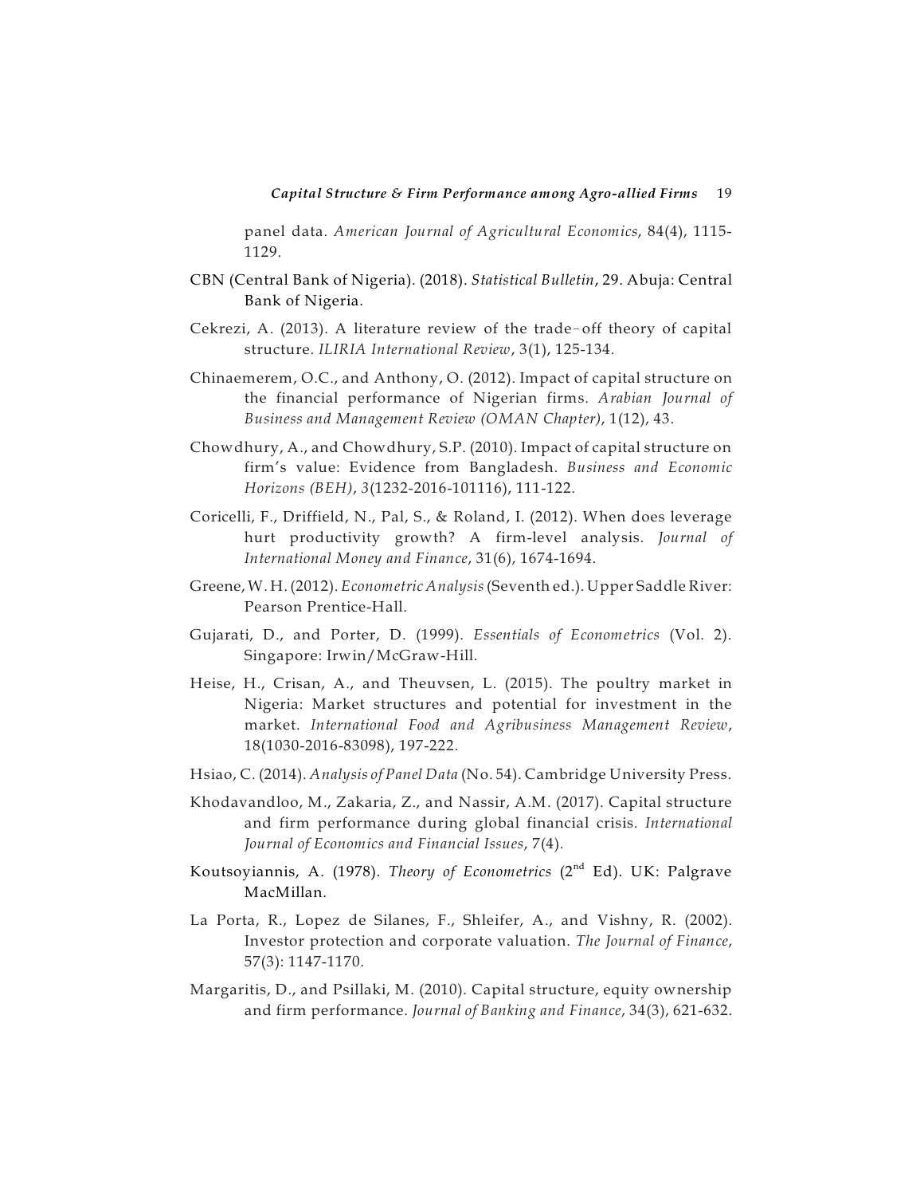panel data. *American Journal of Agricultural Economics*, 84(4), 1115-1129.

CBN (Central Bank of Nigeria). (2018). *Statistical Bulletin*, 29. Abuja: Central Bank of Nigeria.

Cekrezi, A. (2013). A literature review of the trade–off theory of capital structure. *ILIRIA International Review*, 3(1), 125-134.

Chinaemerem, O.C., and Anthony, O. (2012). Impact of capital structure on the financial performance of Nigerian firms. *Arabian Journal of Business and Management Review (OMAN Chapter)*, 1(12), 43.

Chowdhury, A., and Chowdhury, S.P. (2010). Impact of capital structure on firm's value: Evidence from Bangladesh. *Business and Economic Horizons (BEH)*, *3*(1232-2016-101116), 111-122.

Coricelli, F., Driffield, N., Pal, S., & Roland, I. (2012). When does leverage hurt productivity growth? A firm-level analysis. *Journal of International Money and Finance*, 31(6), 1674-1694.

Greene, W. H. (2012). *Econometric Analysis* (Seventh ed.). Upper Saddle River: Pearson Prentice-Hall.

Gujarati, D., and Porter, D. (1999). *Essentials of Econometrics* (Vol. 2). Singapore: Irwin/McGraw-Hill.

Heise, H., Crisan, A., and Theuvsen, L. (2015). The poultry market in Nigeria: Market structures and potential for investment in the market. *International Food and Agribusiness Management Review*, 18(1030-2016-83098), 197-222.

Hsiao, C. (2014). *Analysis of Panel Data* (No. 54). Cambridge University Press.

Khodavandloo, M., Zakaria, Z., and Nassir, A.M. (2017). Capital structure and firm performance during global financial crisis. *International Journal of Economics and Financial Issues*, 7(4).

Koutsoyiannis, A. (1978). *Theory of Econometrics* (2nd Ed). UK: Palgrave MacMillan.

La Porta, R., Lopez de Silanes, F., Shleifer, A., and Vishny, R. (2002). Investor protection and corporate valuation. *The Journal of Finance*, 57(3): 1147-1170.

Margaritis, D., and Psillaki, M. (2010). Capital structure, equity ownership and firm performance. *Journal of Banking and Finance*, 34(3), 621-632.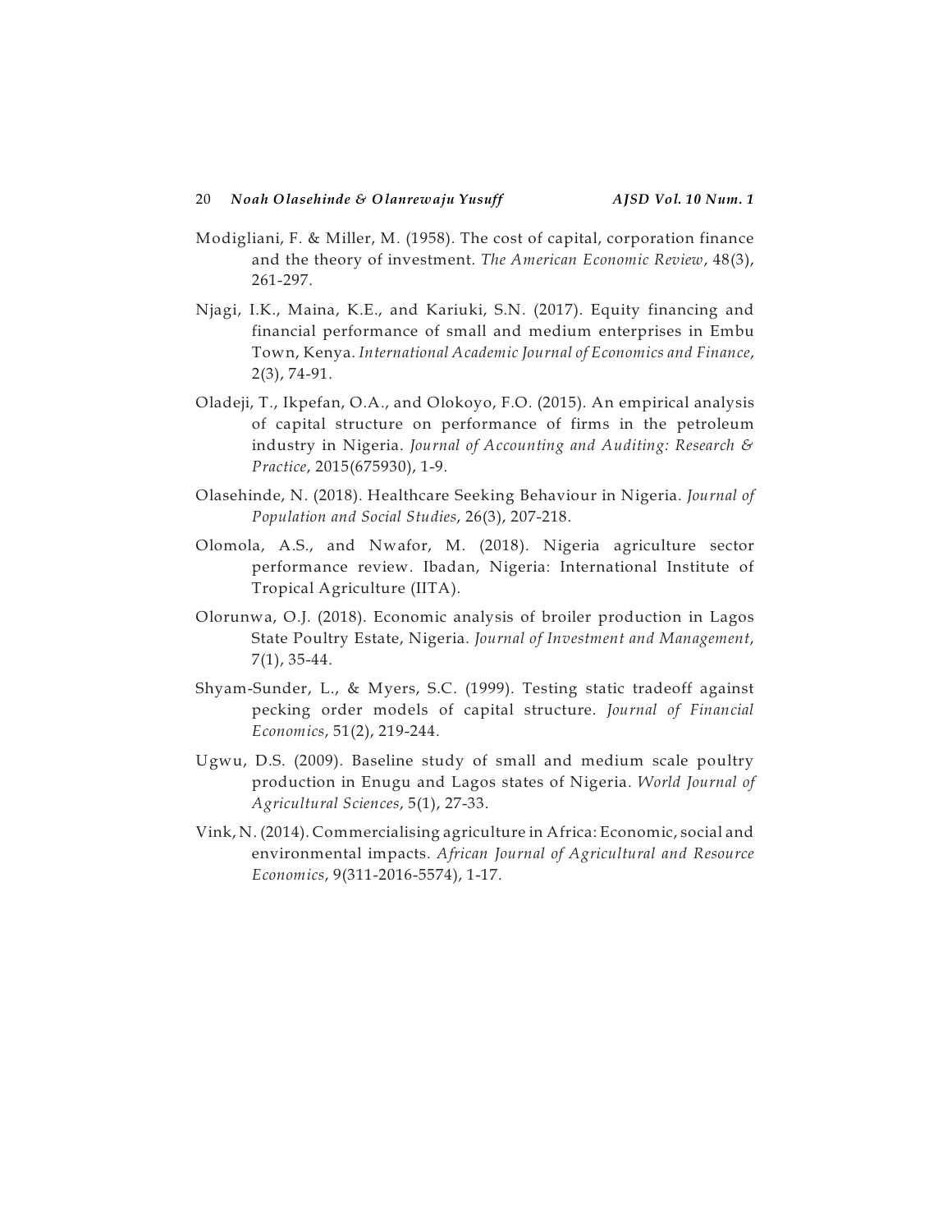Modigliani, F. & Miller, M. (1958). The cost of capital, corporation finance and the theory of investment. *The American Economic Review*, 48(3), 261-297.

Njagi, I.K., Maina, K.E., and Kariuki, S.N. (2017). Equity financing and financial performance of small and medium enterprises in Embu Town, Kenya. *International Academic Journal of Economics and Finance*, 2(3), 74-91.

Oladeji, T., Ikpefan, O.A., and Olokoyo, F.O. (2015). An empirical analysis of capital structure on performance of firms in the petroleum industry in Nigeria. *Journal of Accounting and Auditing: Research & Practice*, 2015(675930), 1-9.

Olasehinde, N. (2018). Healthcare Seeking Behaviour in Nigeria. *Journal of Population and Social Studies*, 26(3), 207-218.

Olomola, A.S., and Nwafor, M. (2018). Nigeria agriculture sector performance review. Ibadan, Nigeria: International Institute of Tropical Agriculture (IITA).

Olorunwa, O.J. (2018). Economic analysis of broiler production in Lagos State Poultry Estate, Nigeria. *Journal of Investment and Management*, 7(1), 35-44.

Shyam-Sunder, L., & Myers, S.C. (1999). Testing static tradeoff against pecking order models of capital structure. *Journal of Financial Economics*, 51(2), 219-244.

Ugwu, D.S. (2009). Baseline study of small and medium scale poultry production in Enugu and Lagos states of Nigeria. *World Journal of Agricultural Sciences*, 5(1), 27-33.

Vink, N. (2014). Commercialising agriculture in Africa: Economic, social and environmental impacts. *African Journal of Agricultural and Resource Economics*, 9(311-2016-5574), 1-17.